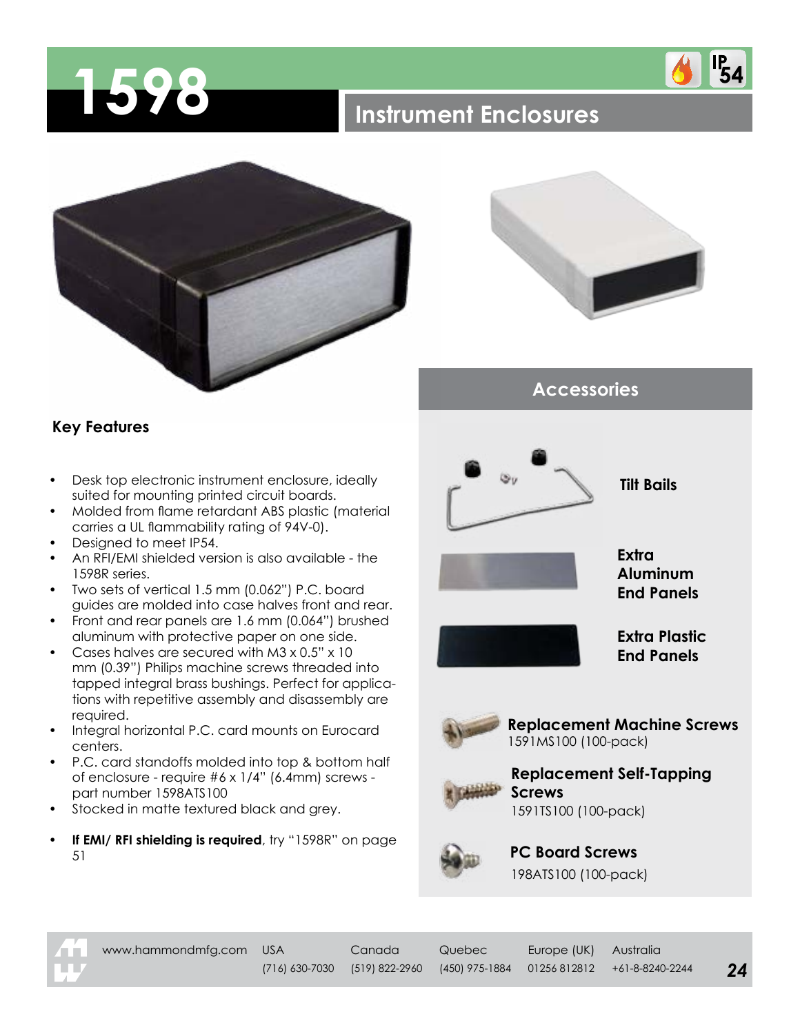# 1598

## Instrument Enclosures

### Key Features

- Desk top electronic instrument enclosure, ideally suited for mounting printed circuit boards.
- Molded from flame retardant ABS plastic (material carries a UL flammability rating of 94V-0).
- Designed to meet IP54.
- An RFI/EMI shielded version is also available - the 1598R series.
- Two sets of vertical 1.5 mm (0.062") P.C. board guides are molded into case halves front and rear.
- Front and rear panels are 1.6 mm (0.064") brushed aluminum with protective paper on one side.
- Cases halves are secured with M3 x 0.5" x 10 mm (0.39") Philips machine screws threaded into tapped integral brass bushings. Perfect for applications with repetitive assembly and disassembly are required.
- Integral horizontal P.C. card mounts on Eurocard centers.
- P.C. card standoffs molded into top & bottom half of enclosure - require #6 x 1/4" (6.4mm) screws - part number 1598ATS100
- Stocked in matte textured black and grey.
- **If EMI/ RFI shielding is required**, try "1598R" on page 51

### Accessories

**Tilt Bails**

**Extra Aluminum End Panels**

**Extra Plastic End Panels**

**Replacement Machine Screws**
1591MS100 (100-pack)

**Replacement Self-Tapping Screws**
1591TS100 (100-pack)

**PC Board Screws**
198ATS100 (100-pack)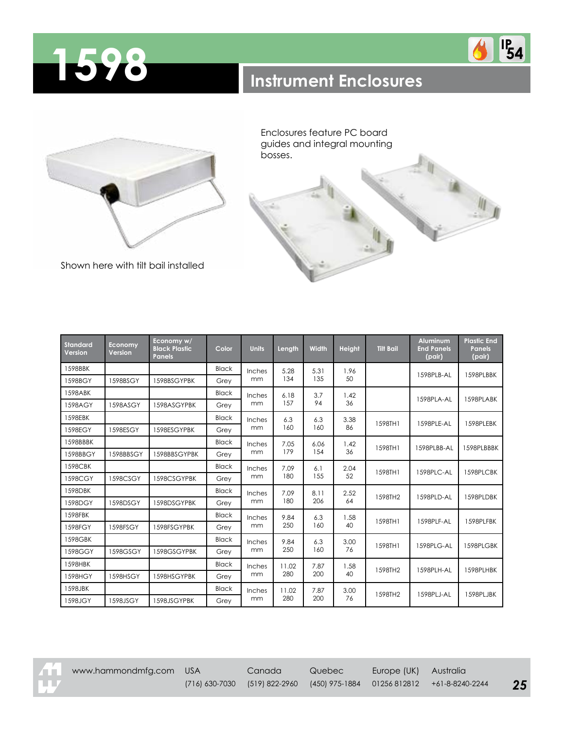# 1598

## Instrument Enclosures

Enclosures feature PC board guides and integral mounting bosses.

Shown here with tilt bail installed

| Standard Version | Economy Version | Economy w/ Black Plastic Panels | Color | Units | Length | Width | Height | Tilt Bail | Aluminum End Panels (pair) | Plastic End Panels (pair) |
|---|---|---|---|---|---|---|---|---|---|---|
| 1598BBK | | | Black | Inches | 5.28 | 5.31 | 1.96 | | 1598PLB-AL | 1598PLBBK |
| 1598BGY | 1598BSGY | 1598BSGYPBK | Grey | mm | 134 | 135 | 50 | | | |
| 1598ABK | | | Black | Inches | 6.18 | 3.7 | 1.42 | | 1598PLA-AL | 1598PLABK |
| 1598AGY | 1598ASGY | 1598ASGYPBK | Grey | mm | 157 | 94 | 36 | | | |
| 1598EBK | | | Black | Inches | 6.3 | 6.3 | 3.38 | 1598TH1 | 1598PLE-AL | 1598PLEBK |
| 1598EGY | 1598ESGY | 1598ESGYPBK | Grey | mm | 160 | 160 | 86 | | | |
| 1598BBBK | | | Black | Inches | 7.05 | 6.06 | 1.42 | 1598TH1 | 1598PLBB-AL | 1598PLBBBK |
| 1598BBGY | 1598BBSGY | 1598BBSGYPBK | Grey | mm | 179 | 154 | 36 | | | |
| 1598CBK | | | Black | Inches | 7.09 | 6.1 | 2.04 | 1598TH1 | 1598PLC-AL | 1598PLCBK |
| 1598CGY | 1598CSGY | 1598CSGYPBK | Grey | mm | 180 | 155 | 52 | | | |
| 1598DBK | | | Black | Inches | 7.09 | 8.11 | 2.52 | 1598TH2 | 1598PLD-AL | 1598PLDBK |
| 1598DGY | 1598DSGY | 1598DSGYPBK | Grey | mm | 180 | 206 | 64 | | | |
| 1598FBK | | | Black | Inches | 9.84 | 6.3 | 1.58 | 1598TH1 | 1598PLF-AL | 1598PLFBK |
| 1598FGY | 1598FSGY | 1598FSGYPBK | Grey | mm | 250 | 160 | 40 | | | |
| 1598GBK | | | Black | Inches | 9.84 | 6.3 | 3.00 | 1598TH1 | 1598PLG-AL | 1598PLGBK |
| 1598GGY | 1598GSGY | 1598GSGYPBK | Grey | mm | 250 | 160 | 76 | | | |
| 1598HBK | | | Black | Inches | 11.02 | 7.87 | 1.58 | 1598TH2 | 1598PLH-AL | 1598PLHBK |
| 1598HGY | 1598HSGY | 1598HSGYPBK | Grey | mm | 280 | 200 | 40 | | | |
| 1598JBK | | | Black | Inches | 11.02 | 7.87 | 3.00 | 1598TH2 | 1598PLJ-AL | 1598PLJBK |
| 1598JGY | 1598JSGY | 1598JSGYPBK | Grey | mm | 280 | 200 | 76 | | | |

www.hammondmfg.com | USA (716) 630-7030 | Canada (519) 822-2960 | Quebec (450) 975-1884 | Europe (UK) 01256 812812 | Australia +61-8-8240-2244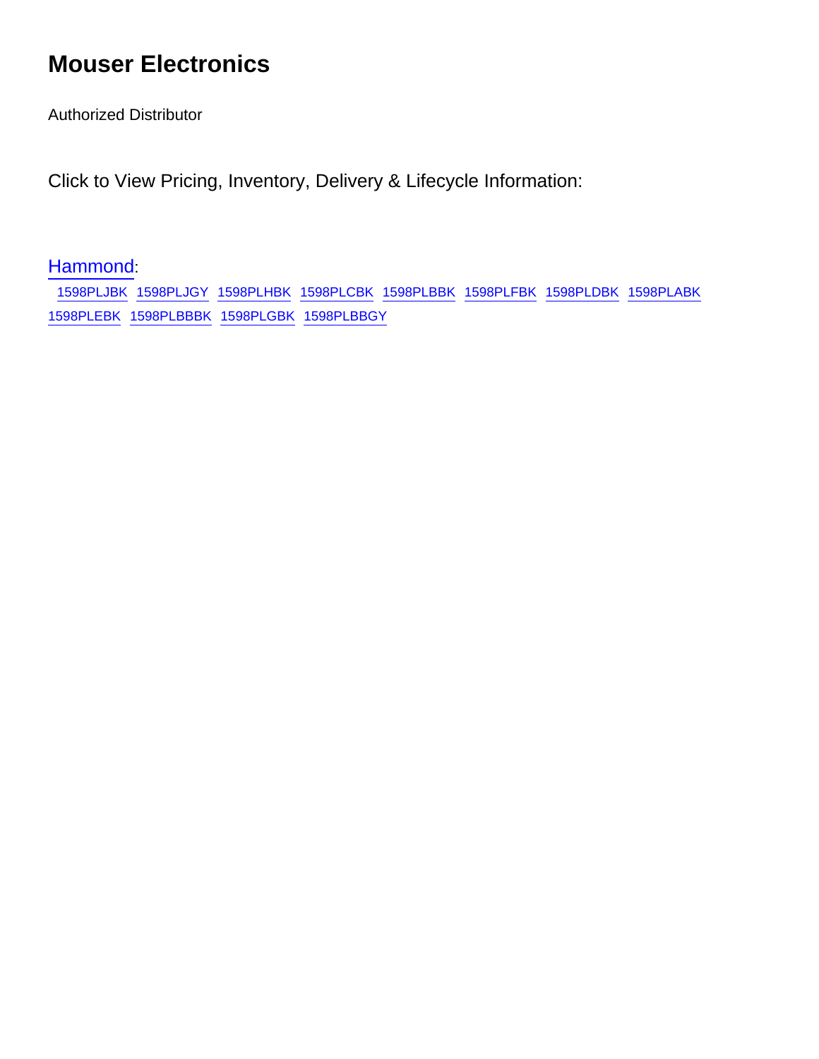# Mouser Electronics

Authorized Distributor

Click to View Pricing, Inventory, Delivery & Lifecycle Information:

Hammond:

1598PLJBK 1598PLJGY 1598PLHBK 1598PLCBK 1598PLBBK 1598PLFBK 1598PLDBK 1598PLABK 1598PLEBK 1598PLBBBK 1598PLGBK 1598PLBBGY